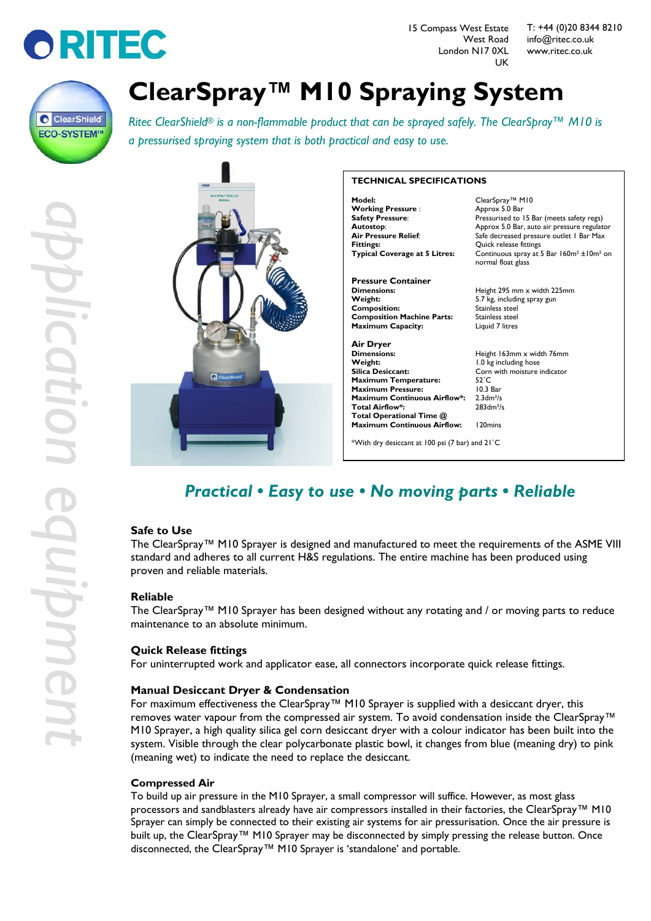# RITEC

15 Compass West Estate
West Road
London N17 0XL
UK

T: +44 (0)20 8344 8210
info@ritec.co.uk
www.ritec.co.uk

ClearShield ECO-SYSTEM™

# ClearSpray™ M10 Spraying System

*Ritec ClearShield® is a non-flammable product that can be sprayed safely. The ClearSpray™ M10 is a pressurised spraying system that is both practical and easy to use.*

### TECHNICAL SPECIFICATIONS

| | |
|---|---|
| **Model:** | ClearSpray™ M10 |
| **Working Pressure**: | Approx 5.0 Bar |
| **Safety Pressure**: | Pressurised to 15 Bar (meets safety regs) |
| **Autostop**: | Approx 5.0 Bar, auto air pressure regulator |
| **Air Pressure Relief**: | Safe decreased pressure outlet 1 Bar Max |
| **Fittings:** | Quick release fittings |
| **Typical Coverage at 5 Litres:** | Continuous spray at 5 Bar 160m² ±10m² on normal float glass |

| **Pressure Container** | |
|---|---|
| **Dimensions:** | Height 295 mm x width 225mm |
| **Weight:** | 5.7 kg, including spray gun |
| **Composition:** | Stainless steel |
| **Composition Machine Parts:** | Stainless steel |
| **Maximum Capacity:** | Liquid 7 litres |

| **Air Dryer** | |
|---|---|
| **Dimensions:** | Height 163mm x width 76mm |
| **Weight:** | 1.0 kg including hose |
| **Silica Desiccant:** | Corn with moisture indicator |
| **Maximum Temperature:** | 52˚C |
| **Maximum Pressure:** | 10.3 Bar |
| **Maximum Continuous Airflow*:** | 2.3dm³/s |
| **Total Airflow*:** | 283dm³/s |
| **Total Operational Time @ Maximum Continuous Airflow:** | 120mins |

*With dry desiccant at 100 psi (7 bar) and 21˚C

## *Practical • Easy to use • No moving parts • Reliable*

### Safe to Use

The ClearSpray™ M10 Sprayer is designed and manufactured to meet the requirements of the ASME VIII standard and adheres to all current H&S regulations. The entire machine has been produced using proven and reliable materials.

### Reliable

The ClearSpray™ M10 Sprayer has been designed without any rotating and / or moving parts to reduce maintenance to an absolute minimum.

### Quick Release fittings

For uninterrupted work and applicator ease, all connectors incorporate quick release fittings.

### Manual Desiccant Dryer & Condensation

For maximum effectiveness the ClearSpray™ M10 Sprayer is supplied with a desiccant dryer, this removes water vapour from the compressed air system. To avoid condensation inside the ClearSpray™ M10 Sprayer, a high quality silica gel corn desiccant dryer with a colour indicator has been built into the system. Visible through the clear polycarbonate plastic bowl, it changes from blue (meaning dry) to pink (meaning wet) to indicate the need to replace the desiccant.

### Compressed Air

To build up air pressure in the M10 Sprayer, a small compressor will suffice. However, as most glass processors and sandblasters already have air compressors installed in their factories, the ClearSpray™ M10 Sprayer can simply be connected to their existing air systems for air pressurisation. Once the air pressure is built up, the ClearSpray™ M10 Sprayer may be disconnected by simply pressing the release button. Once disconnected, the ClearSpray™ M10 Sprayer is 'standalone' and portable.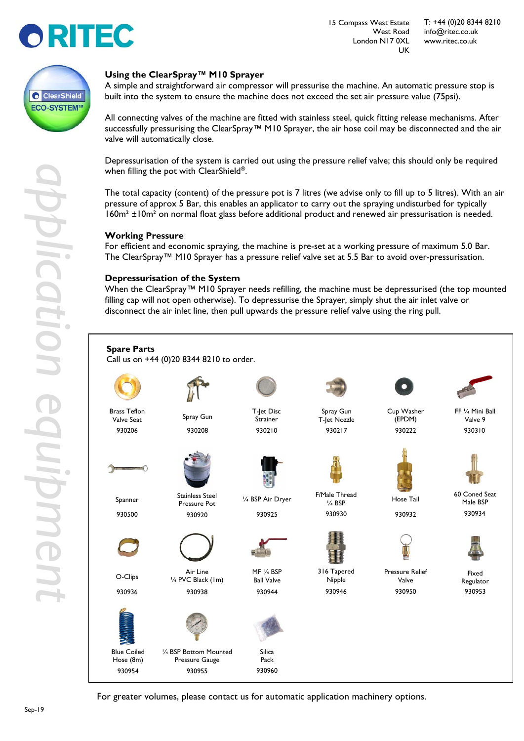## Using the ClearSpray™ M10 Sprayer

A simple and straightforward air compressor will pressurise the machine. An automatic pressure stop is built into the system to ensure the machine does not exceed the set air pressure value (75psi).

All connecting valves of the machine are fitted with stainless steel, quick fitting release mechanisms. After successfully pressurising the ClearSpray™ M10 Sprayer, the air hose coil may be disconnected and the air valve will automatically close.

Depressurisation of the system is carried out using the pressure relief valve; this should only be required when filling the pot with ClearShield®.

The total capacity (content) of the pressure pot is 7 litres (we advise only to fill up to 5 litres). With an air pressure of approx 5 Bar, this enables an applicator to carry out the spraying undisturbed for typically 160m² ±10m² on normal float glass before additional product and renewed air pressurisation is needed.

## Working Pressure

For efficient and economic spraying, the machine is pre-set at a working pressure of maximum 5.0 Bar. The ClearSpray™ M10 Sprayer has a pressure relief valve set at 5.5 Bar to avoid over-pressurisation.

## Depressurisation of the System

When the ClearSpray™ M10 Sprayer needs refilling, the machine must be depressurised (the top mounted filling cap will not open otherwise). To depressurise the Sprayer, simply shut the air inlet valve or disconnect the air inlet line, then pull upwards the pressure relief valve using the ring pull.

## Spare Parts

Call us on +44 (0)20 8344 8210 to order.

| Part | Code |
|---|---|
| Brass Teflon Valve Seat | 930206 |
| Spray Gun | 930208 |
| T-Jet Disc Strainer | 930210 |
| Spray Gun T-Jet Nozzle | 930217 |
| Cup Washer (EPDM) | 930222 |
| FF ¼ Mini Ball Valve 9 | 930310 |
| Spanner | 930500 |
| Stainless Steel Pressure Pot | 930920 |
| ¼ BSP Air Dryer | 930925 |
| F/Male Thread ¼ BSP | 930930 |
| Hose Tail | 930932 |
| 60 Coned Seat Male BSP | 930934 |
| O-Clips | 930936 |
| Air Line ¼ PVC Black (1m) | 930938 |
| MF ¼ BSP Ball Valve | 930944 |
| 316 Tapered Nipple | 930946 |
| Pressure Relief Valve | 930950 |
| Fixed Regulator | 930953 |
| Blue Coiled Hose (8m) | 930954 |
| ¼ BSP Bottom Mounted Pressure Gauge | 930955 |
| Silica Pack | 930960 |

For greater volumes, please contact us for automatic application machinery options.